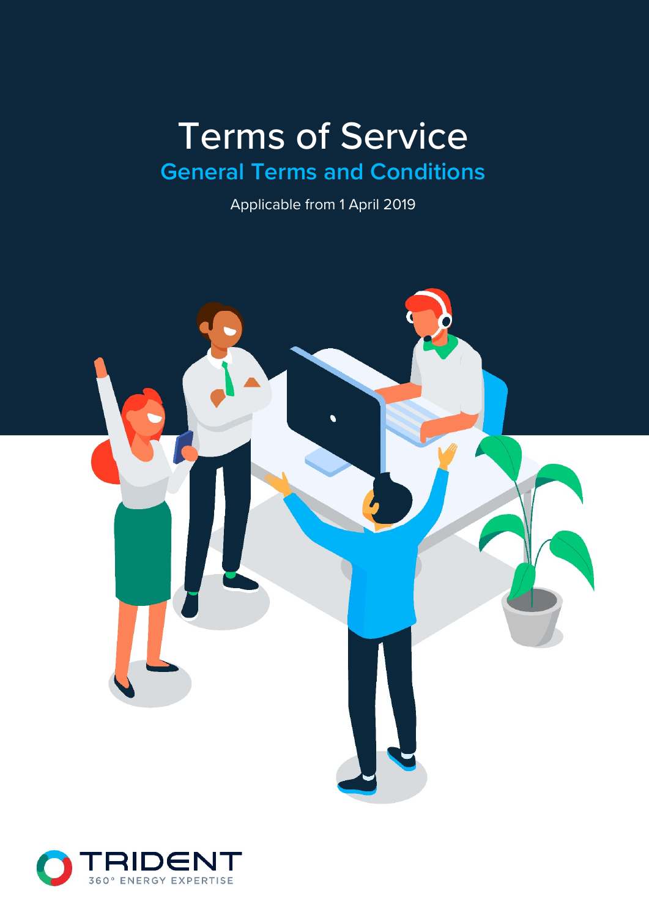# Terms of Service

## General Terms and Conditions

Applicable from 1 April 2019

TRIDENT

360° ENERGY EXPERTISE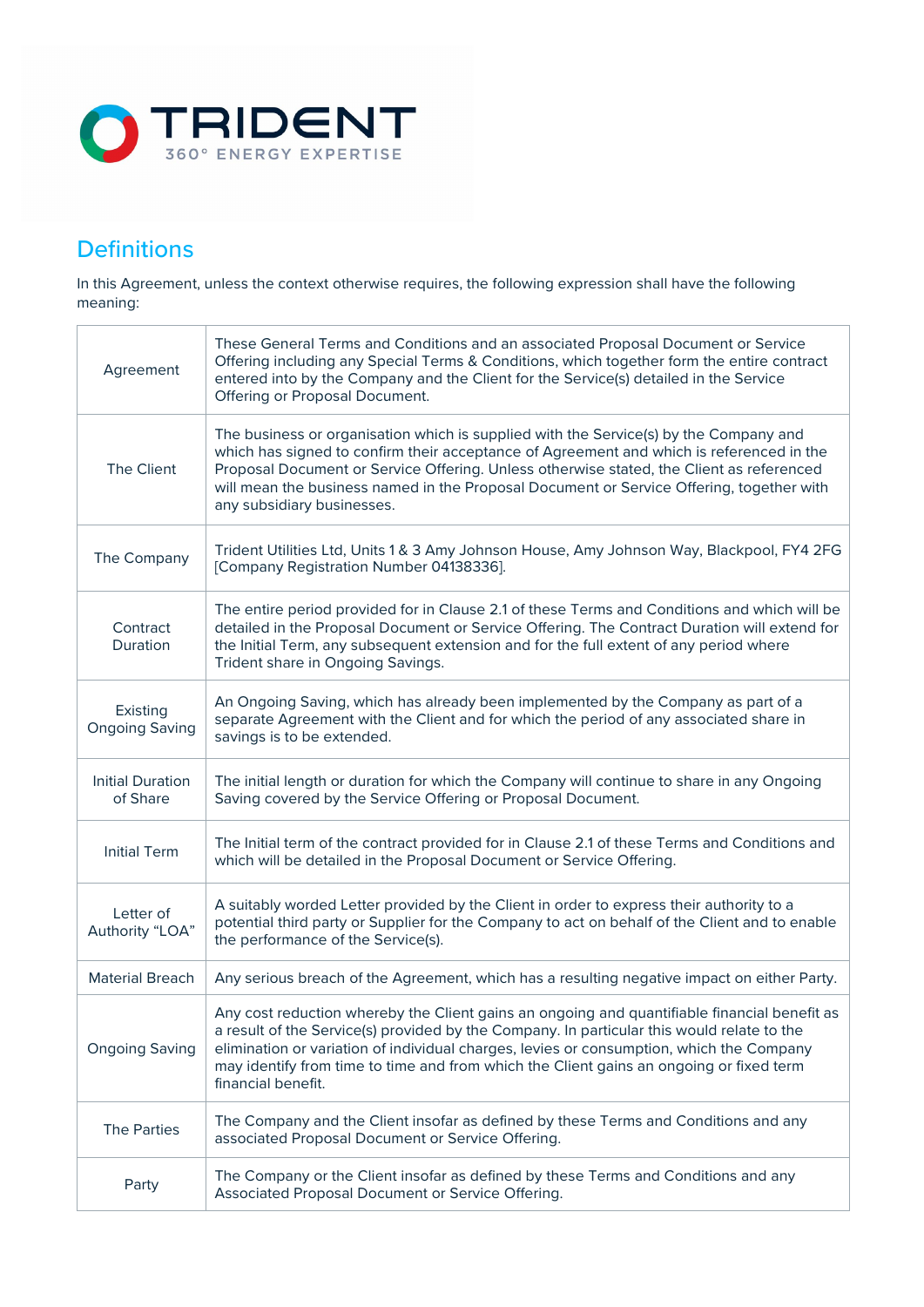## Definitions

In this Agreement, unless the context otherwise requires, the following expression shall have the following meaning:

| | |
|---|---|
| Agreement | These General Terms and Conditions and an associated Proposal Document or Service Offering including any Special Terms & Conditions, which together form the entire contract entered into by the Company and the Client for the Service(s) detailed in the Service Offering or Proposal Document. |
| The Client | The business or organisation which is supplied with the Service(s) by the Company and which has signed to confirm their acceptance of Agreement and which is referenced in the Proposal Document or Service Offering. Unless otherwise stated, the Client as referenced will mean the business named in the Proposal Document or Service Offering, together with any subsidiary businesses. |
| The Company | Trident Utilities Ltd, Units 1 & 3 Amy Johnson House, Amy Johnson Way, Blackpool, FY4 2FG [Company Registration Number 04138336]. |
| Contract Duration | The entire period provided for in Clause 2.1 of these Terms and Conditions and which will be detailed in the Proposal Document or Service Offering. The Contract Duration will extend for the Initial Term, any subsequent extension and for the full extent of any period where Trident share in Ongoing Savings. |
| Existing Ongoing Saving | An Ongoing Saving, which has already been implemented by the Company as part of a separate Agreement with the Client and for which the period of any associated share in savings is to be extended. |
| Initial Duration of Share | The initial length or duration for which the Company will continue to share in any Ongoing Saving covered by the Service Offering or Proposal Document. |
| Initial Term | The Initial term of the contract provided for in Clause 2.1 of these Terms and Conditions and which will be detailed in the Proposal Document or Service Offering. |
| Letter of Authority "LOA" | A suitably worded Letter provided by the Client in order to express their authority to a potential third party or Supplier for the Company to act on behalf of the Client and to enable the performance of the Service(s). |
| Material Breach | Any serious breach of the Agreement, which has a resulting negative impact on either Party. |
| Ongoing Saving | Any cost reduction whereby the Client gains an ongoing and quantifiable financial benefit as a result of the Service(s) provided by the Company. In particular this would relate to the elimination or variation of individual charges, levies or consumption, which the Company may identify from time to time and from which the Client gains an ongoing or fixed term financial benefit. |
| The Parties | The Company and the Client insofar as defined by these Terms and Conditions and any associated Proposal Document or Service Offering. |
| Party | The Company or the Client insofar as defined by these Terms and Conditions and any Associated Proposal Document or Service Offering. |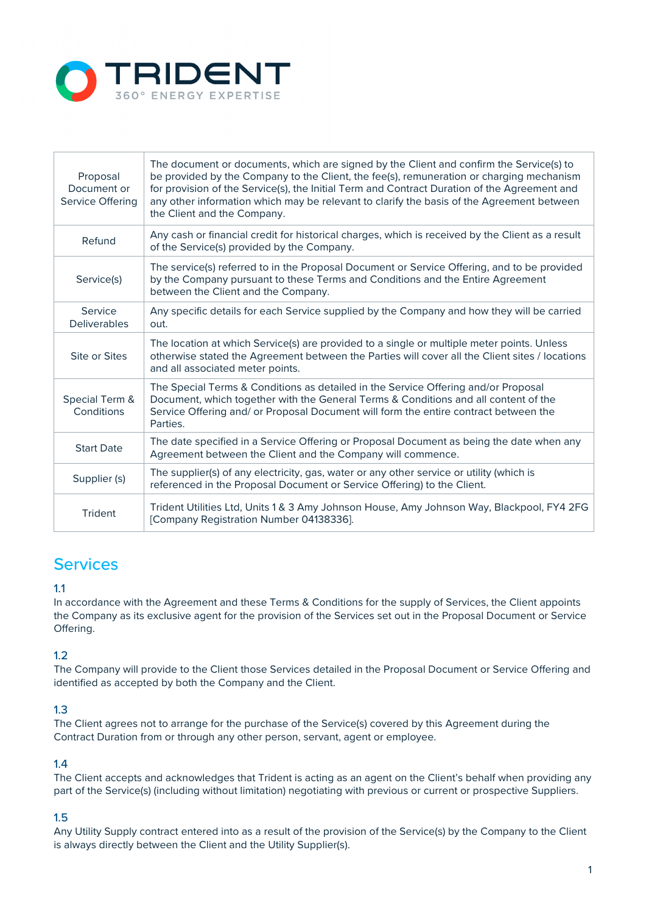| Proposal Document or Service Offering | The document or documents, which are signed by the Client and confirm the Service(s) to be provided by the Company to the Client, the fee(s), remuneration or charging mechanism for provision of the Service(s), the Initial Term and Contract Duration of the Agreement and any other information which may be relevant to clarify the basis of the Agreement between the Client and the Company. |
|---|---|
| Refund | Any cash or financial credit for historical charges, which is received by the Client as a result of the Service(s) provided by the Company. |
| Service(s) | The service(s) referred to in the Proposal Document or Service Offering, and to be provided by the Company pursuant to these Terms and Conditions and the Entire Agreement between the Client and the Company. |
| Service Deliverables | Any specific details for each Service supplied by the Company and how they will be carried out. |
| Site or Sites | The location at which Service(s) are provided to a single or multiple meter points. Unless otherwise stated the Agreement between the Parties will cover all the Client sites / locations and all associated meter points. |
| Special Term & Conditions | The Special Terms & Conditions as detailed in the Service Offering and/or Proposal Document, which together with the General Terms & Conditions and all content of the Service Offering and/ or Proposal Document will form the entire contract between the Parties. |
| Start Date | The date specified in a Service Offering or Proposal Document as being the date when any Agreement between the Client and the Company will commence. |
| Supplier (s) | The supplier(s) of any electricity, gas, water or any other service or utility (which is referenced in the Proposal Document or Service Offering) to the Client. |
| Trident | Trident Utilities Ltd, Units 1 & 3 Amy Johnson House, Amy Johnson Way, Blackpool, FY4 2FG [Company Registration Number 04138336]. |

## Services

### 1.1

In accordance with the Agreement and these Terms & Conditions for the supply of Services, the Client appoints the Company as its exclusive agent for the provision of the Services set out in the Proposal Document or Service Offering.

### 1.2

The Company will provide to the Client those Services detailed in the Proposal Document or Service Offering and identified as accepted by both the Company and the Client.

### 1.3

The Client agrees not to arrange for the purchase of the Service(s) covered by this Agreement during the Contract Duration from or through any other person, servant, agent or employee.

### 1.4

The Client accepts and acknowledges that Trident is acting as an agent on the Client's behalf when providing any part of the Service(s) (including without limitation) negotiating with previous or current or prospective Suppliers.

### 1.5

Any Utility Supply contract entered into as a result of the provision of the Service(s) by the Company to the Client is always directly between the Client and the Utility Supplier(s).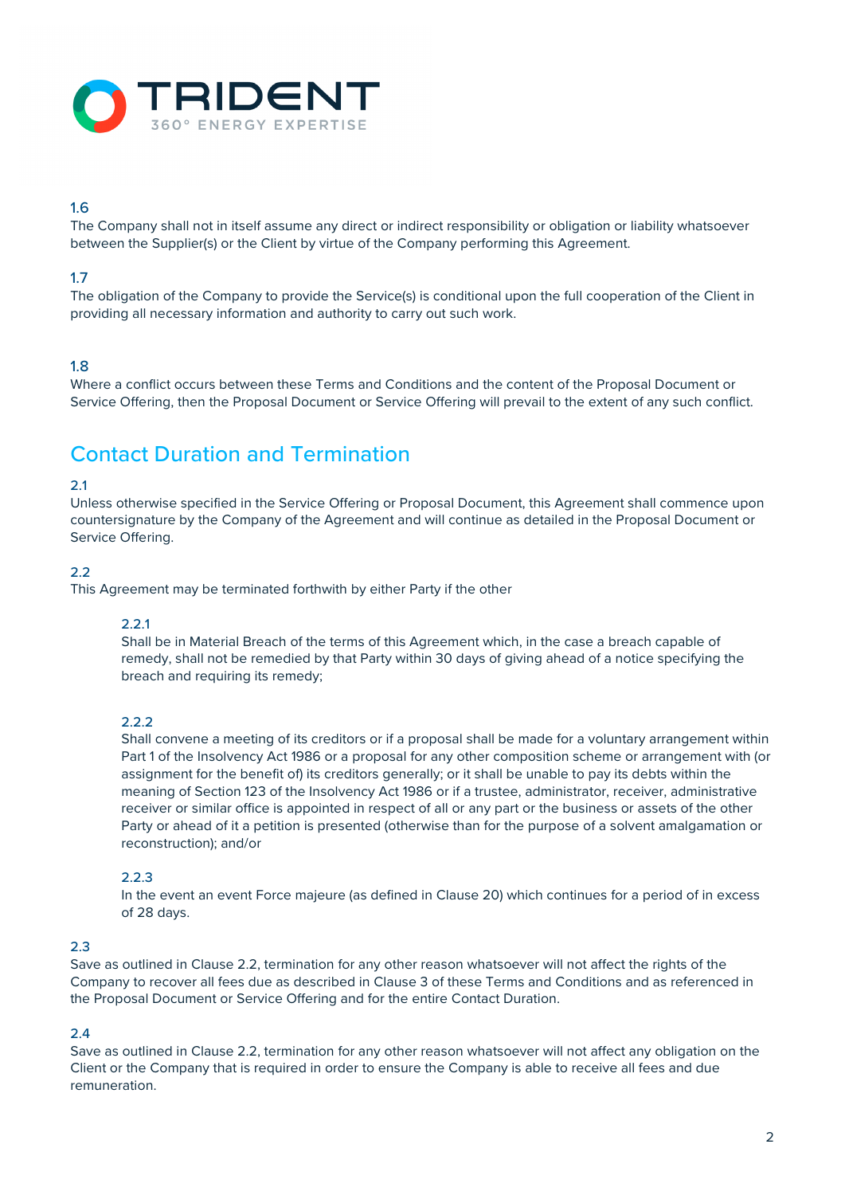### 1.6

The Company shall not in itself assume any direct or indirect responsibility or obligation or liability whatsoever between the Supplier(s) or the Client by virtue of the Company performing this Agreement.

### 1.7

The obligation of the Company to provide the Service(s) is conditional upon the full cooperation of the Client in providing all necessary information and authority to carry out such work.

### 1.8

Where a conflict occurs between these Terms and Conditions and the content of the Proposal Document or Service Offering, then the Proposal Document or Service Offering will prevail to the extent of any such conflict.

## Contact Duration and Termination

### 2.1

Unless otherwise specified in the Service Offering or Proposal Document, this Agreement shall commence upon countersignature by the Company of the Agreement and will continue as detailed in the Proposal Document or Service Offering.

### 2.2

This Agreement may be terminated forthwith by either Party if the other

#### 2.2.1

Shall be in Material Breach of the terms of this Agreement which, in the case a breach capable of remedy, shall not be remedied by that Party within 30 days of giving ahead of a notice specifying the breach and requiring its remedy;

#### 2.2.2

Shall convene a meeting of its creditors or if a proposal shall be made for a voluntary arrangement within Part 1 of the Insolvency Act 1986 or a proposal for any other composition scheme or arrangement with (or assignment for the benefit of) its creditors generally; or it shall be unable to pay its debts within the meaning of Section 123 of the Insolvency Act 1986 or if a trustee, administrator, receiver, administrative receiver or similar office is appointed in respect of all or any part or the business or assets of the other Party or ahead of it a petition is presented (otherwise than for the purpose of a solvent amalgamation or reconstruction); and/or

#### 2.2.3

In the event an event Force majeure (as defined in Clause 20) which continues for a period of in excess of 28 days.

### 2.3

Save as outlined in Clause 2.2, termination for any other reason whatsoever will not affect the rights of the Company to recover all fees due as described in Clause 3 of these Terms and Conditions and as referenced in the Proposal Document or Service Offering and for the entire Contact Duration.

### 2.4

Save as outlined in Clause 2.2, termination for any other reason whatsoever will not affect any obligation on the Client or the Company that is required in order to ensure the Company is able to receive all fees and due remuneration.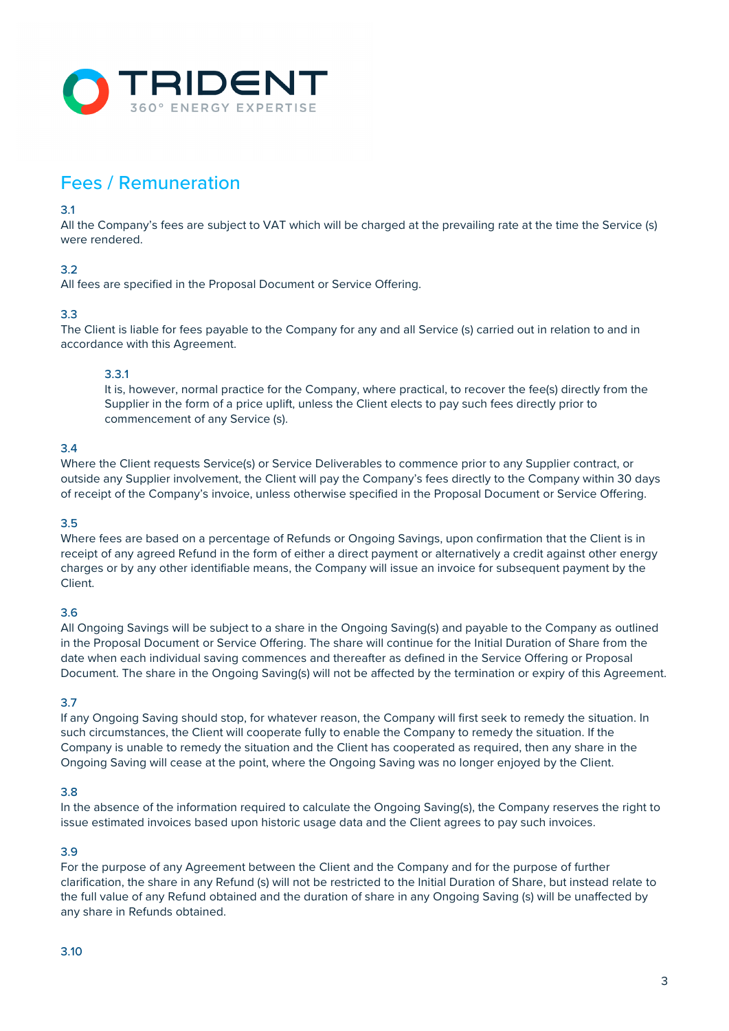## Fees / Remuneration

3.1
All the Company's fees are subject to VAT which will be charged at the prevailing rate at the time the Service (s) were rendered.

3.2
All fees are specified in the Proposal Document or Service Offering.

3.3
The Client is liable for fees payable to the Company for any and all Service (s) carried out in relation to and in accordance with this Agreement.

> 3.3.1
> It is, however, normal practice for the Company, where practical, to recover the fee(s) directly from the Supplier in the form of a price uplift, unless the Client elects to pay such fees directly prior to commencement of any Service (s).

3.4
Where the Client requests Service(s) or Service Deliverables to commence prior to any Supplier contract, or outside any Supplier involvement, the Client will pay the Company's fees directly to the Company within 30 days of receipt of the Company's invoice, unless otherwise specified in the Proposal Document or Service Offering.

3.5
Where fees are based on a percentage of Refunds or Ongoing Savings, upon confirmation that the Client is in receipt of any agreed Refund in the form of either a direct payment or alternatively a credit against other energy charges or by any other identifiable means, the Company will issue an invoice for subsequent payment by the Client.

3.6
All Ongoing Savings will be subject to a share in the Ongoing Saving(s) and payable to the Company as outlined in the Proposal Document or Service Offering. The share will continue for the Initial Duration of Share from the date when each individual saving commences and thereafter as defined in the Service Offering or Proposal Document. The share in the Ongoing Saving(s) will not be affected by the termination or expiry of this Agreement.

3.7
If any Ongoing Saving should stop, for whatever reason, the Company will first seek to remedy the situation. In such circumstances, the Client will cooperate fully to enable the Company to remedy the situation. If the Company is unable to remedy the situation and the Client has cooperated as required, then any share in the Ongoing Saving will cease at the point, where the Ongoing Saving was no longer enjoyed by the Client.

3.8
In the absence of the information required to calculate the Ongoing Saving(s), the Company reserves the right to issue estimated invoices based upon historic usage data and the Client agrees to pay such invoices.

3.9
For the purpose of any Agreement between the Client and the Company and for the purpose of further clarification, the share in any Refund (s) will not be restricted to the Initial Duration of Share, but instead relate to the full value of any Refund obtained and the duration of share in any Ongoing Saving (s) will be unaffected by any share in Refunds obtained.

3.10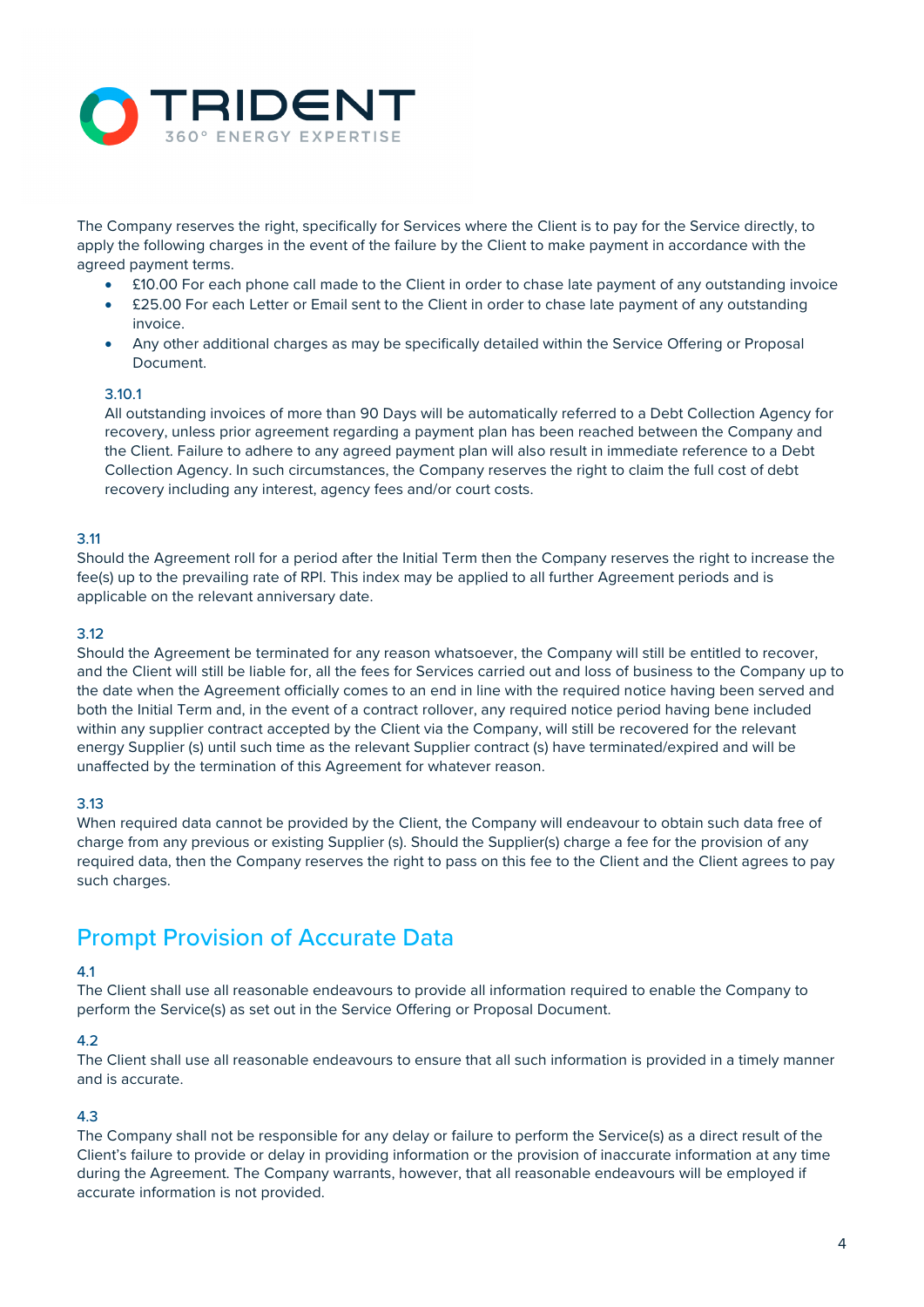The Company reserves the right, specifically for Services where the Client is to pay for the Service directly, to apply the following charges in the event of the failure by the Client to make payment in accordance with the agreed payment terms.

- £10.00 For each phone call made to the Client in order to chase late payment of any outstanding invoice
- £25.00 For each Letter or Email sent to the Client in order to chase late payment of any outstanding invoice.
- Any other additional charges as may be specifically detailed within the Service Offering or Proposal Document.

#### 3.10.1

All outstanding invoices of more than 90 Days will be automatically referred to a Debt Collection Agency for recovery, unless prior agreement regarding a payment plan has been reached between the Company and the Client. Failure to adhere to any agreed payment plan will also result in immediate reference to a Debt Collection Agency. In such circumstances, the Company reserves the right to claim the full cost of debt recovery including any interest, agency fees and/or court costs.

#### 3.11

Should the Agreement roll for a period after the Initial Term then the Company reserves the right to increase the fee(s) up to the prevailing rate of RPI. This index may be applied to all further Agreement periods and is applicable on the relevant anniversary date.

#### 3.12

Should the Agreement be terminated for any reason whatsoever, the Company will still be entitled to recover, and the Client will still be liable for, all the fees for Services carried out and loss of business to the Company up to the date when the Agreement officially comes to an end in line with the required notice having been served and both the Initial Term and, in the event of a contract rollover, any required notice period having bene included within any supplier contract accepted by the Client via the Company, will still be recovered for the relevant energy Supplier (s) until such time as the relevant Supplier contract (s) have terminated/expired and will be unaffected by the termination of this Agreement for whatever reason.

#### 3.13

When required data cannot be provided by the Client, the Company will endeavour to obtain such data free of charge from any previous or existing Supplier (s). Should the Supplier(s) charge a fee for the provision of any required data, then the Company reserves the right to pass on this fee to the Client and the Client agrees to pay such charges.

## Prompt Provision of Accurate Data

#### 4.1

The Client shall use all reasonable endeavours to provide all information required to enable the Company to perform the Service(s) as set out in the Service Offering or Proposal Document.

#### 4.2

The Client shall use all reasonable endeavours to ensure that all such information is provided in a timely manner and is accurate.

#### 4.3

The Company shall not be responsible for any delay or failure to perform the Service(s) as a direct result of the Client's failure to provide or delay in providing information or the provision of inaccurate information at any time during the Agreement. The Company warrants, however, that all reasonable endeavours will be employed if accurate information is not provided.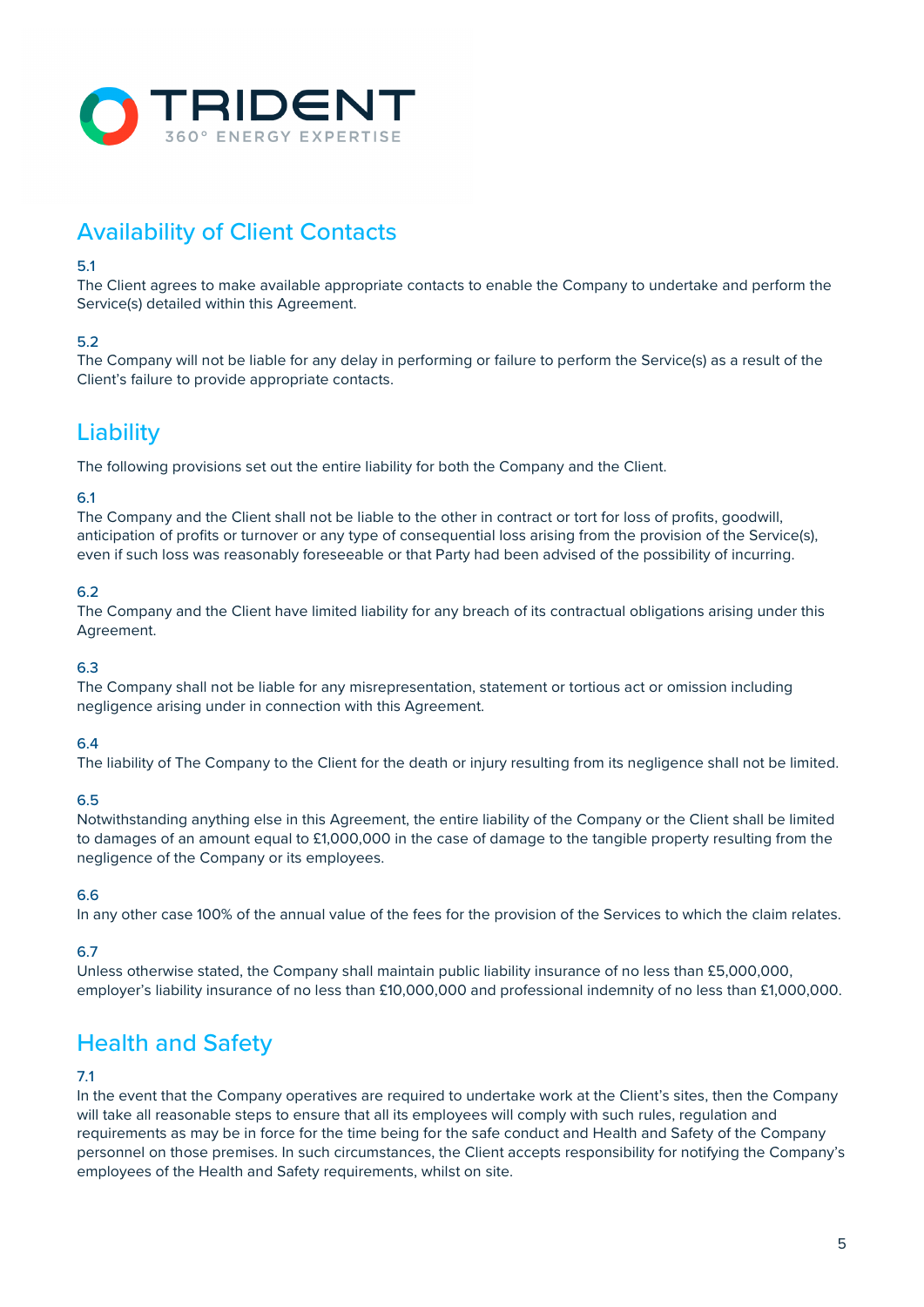## Availability of Client Contacts

5.1
The Client agrees to make available appropriate contacts to enable the Company to undertake and perform the Service(s) detailed within this Agreement.

5.2
The Company will not be liable for any delay in performing or failure to perform the Service(s) as a result of the Client's failure to provide appropriate contacts.

## Liability

The following provisions set out the entire liability for both the Company and the Client.

6.1
The Company and the Client shall not be liable to the other in contract or tort for loss of profits, goodwill, anticipation of profits or turnover or any type of consequential loss arising from the provision of the Service(s), even if such loss was reasonably foreseeable or that Party had been advised of the possibility of incurring.

6.2
The Company and the Client have limited liability for any breach of its contractual obligations arising under this Agreement.

6.3
The Company shall not be liable for any misrepresentation, statement or tortious act or omission including negligence arising under in connection with this Agreement.

6.4
The liability of The Company to the Client for the death or injury resulting from its negligence shall not be limited.

6.5
Notwithstanding anything else in this Agreement, the entire liability of the Company or the Client shall be limited to damages of an amount equal to £1,000,000 in the case of damage to the tangible property resulting from the negligence of the Company or its employees.

6.6
In any other case 100% of the annual value of the fees for the provision of the Services to which the claim relates.

6.7
Unless otherwise stated, the Company shall maintain public liability insurance of no less than £5,000,000, employer's liability insurance of no less than £10,000,000 and professional indemnity of no less than £1,000,000.

## Health and Safety

7.1
In the event that the Company operatives are required to undertake work at the Client's sites, then the Company will take all reasonable steps to ensure that all its employees will comply with such rules, regulation and requirements as may be in force for the time being for the safe conduct and Health and Safety of the Company personnel on those premises. In such circumstances, the Client accepts responsibility for notifying the Company's employees of the Health and Safety requirements, whilst on site.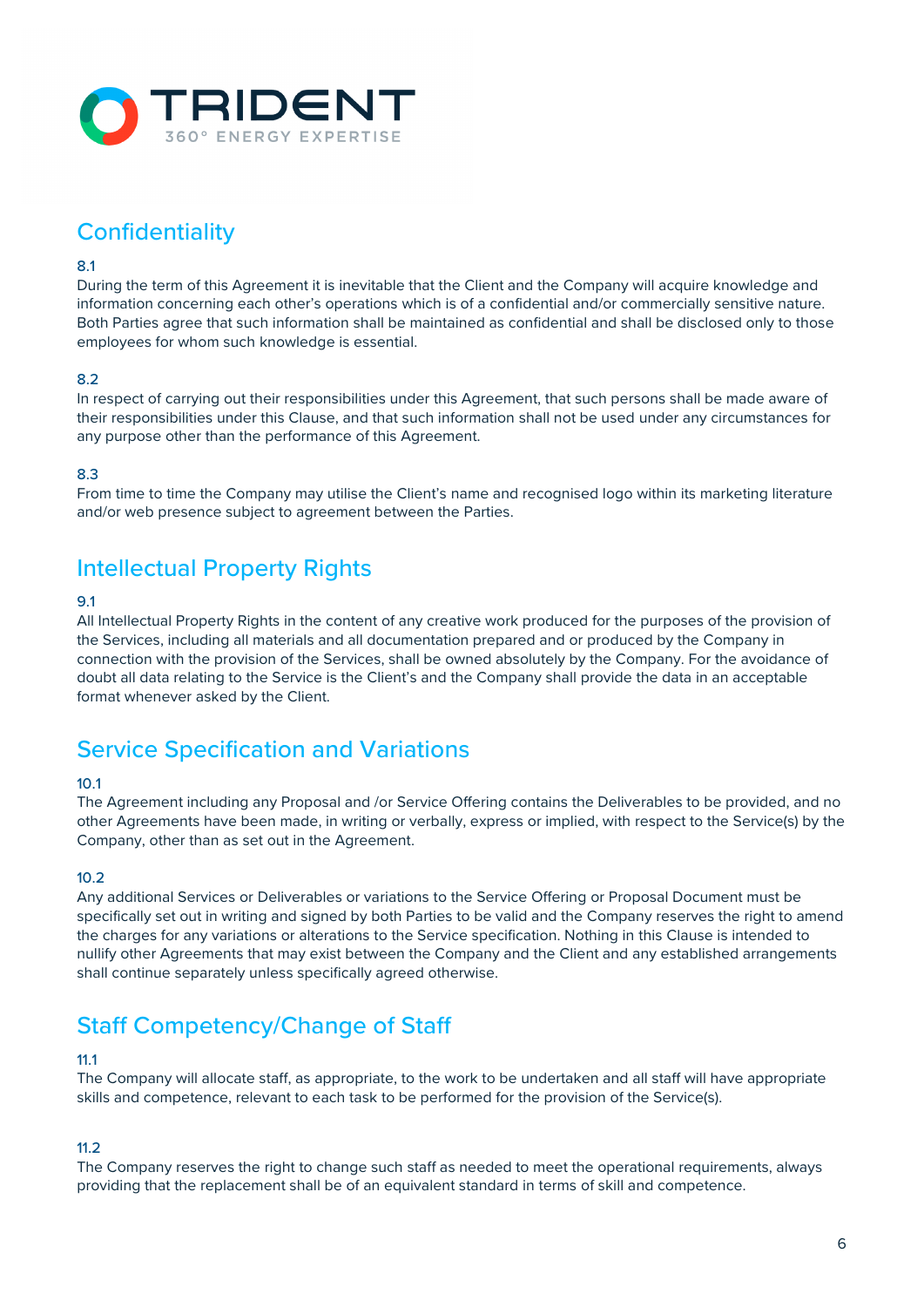## Confidentiality

8.1
During the term of this Agreement it is inevitable that the Client and the Company will acquire knowledge and information concerning each other's operations which is of a confidential and/or commercially sensitive nature. Both Parties agree that such information shall be maintained as confidential and shall be disclosed only to those employees for whom such knowledge is essential.

8.2
In respect of carrying out their responsibilities under this Agreement, that such persons shall be made aware of their responsibilities under this Clause, and that such information shall not be used under any circumstances for any purpose other than the performance of this Agreement.

8.3
From time to time the Company may utilise the Client's name and recognised logo within its marketing literature and/or web presence subject to agreement between the Parties.

## Intellectual Property Rights

9.1
All Intellectual Property Rights in the content of any creative work produced for the purposes of the provision of the Services, including all materials and all documentation prepared and or produced by the Company in connection with the provision of the Services, shall be owned absolutely by the Company. For the avoidance of doubt all data relating to the Service is the Client's and the Company shall provide the data in an acceptable format whenever asked by the Client.

## Service Specification and Variations

10.1
The Agreement including any Proposal and /or Service Offering contains the Deliverables to be provided, and no other Agreements have been made, in writing or verbally, express or implied, with respect to the Service(s) by the Company, other than as set out in the Agreement.

10.2
Any additional Services or Deliverables or variations to the Service Offering or Proposal Document must be specifically set out in writing and signed by both Parties to be valid and the Company reserves the right to amend the charges for any variations or alterations to the Service specification. Nothing in this Clause is intended to nullify other Agreements that may exist between the Company and the Client and any established arrangements shall continue separately unless specifically agreed otherwise.

## Staff Competency/Change of Staff

11.1
The Company will allocate staff, as appropriate, to the work to be undertaken and all staff will have appropriate skills and competence, relevant to each task to be performed for the provision of the Service(s).

11.2
The Company reserves the right to change such staff as needed to meet the operational requirements, always providing that the replacement shall be of an equivalent standard in terms of skill and competence.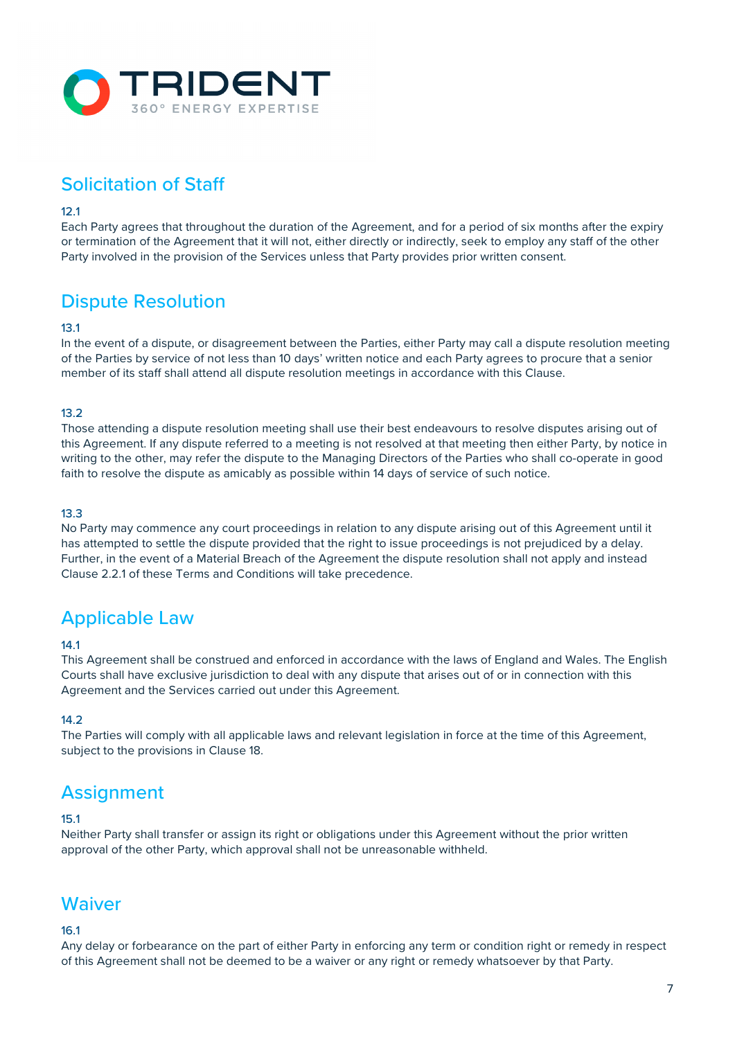## Solicitation of Staff

12.1
Each Party agrees that throughout the duration of the Agreement, and for a period of six months after the expiry or termination of the Agreement that it will not, either directly or indirectly, seek to employ any staff of the other Party involved in the provision of the Services unless that Party provides prior written consent.

## Dispute Resolution

13.1
In the event of a dispute, or disagreement between the Parties, either Party may call a dispute resolution meeting of the Parties by service of not less than 10 days' written notice and each Party agrees to procure that a senior member of its staff shall attend all dispute resolution meetings in accordance with this Clause.

13.2
Those attending a dispute resolution meeting shall use their best endeavours to resolve disputes arising out of this Agreement. If any dispute referred to a meeting is not resolved at that meeting then either Party, by notice in writing to the other, may refer the dispute to the Managing Directors of the Parties who shall co-operate in good faith to resolve the dispute as amicably as possible within 14 days of service of such notice.

13.3
No Party may commence any court proceedings in relation to any dispute arising out of this Agreement until it has attempted to settle the dispute provided that the right to issue proceedings is not prejudiced by a delay. Further, in the event of a Material Breach of the Agreement the dispute resolution shall not apply and instead Clause 2.2.1 of these Terms and Conditions will take precedence.

## Applicable Law

14.1
This Agreement shall be construed and enforced in accordance with the laws of England and Wales. The English Courts shall have exclusive jurisdiction to deal with any dispute that arises out of or in connection with this Agreement and the Services carried out under this Agreement.

14.2
The Parties will comply with all applicable laws and relevant legislation in force at the time of this Agreement, subject to the provisions in Clause 18.

## Assignment

15.1
Neither Party shall transfer or assign its right or obligations under this Agreement without the prior written approval of the other Party, which approval shall not be unreasonable withheld.

## Waiver

16.1
Any delay or forbearance on the part of either Party in enforcing any term or condition right or remedy in respect of this Agreement shall not be deemed to be a waiver or any right or remedy whatsoever by that Party.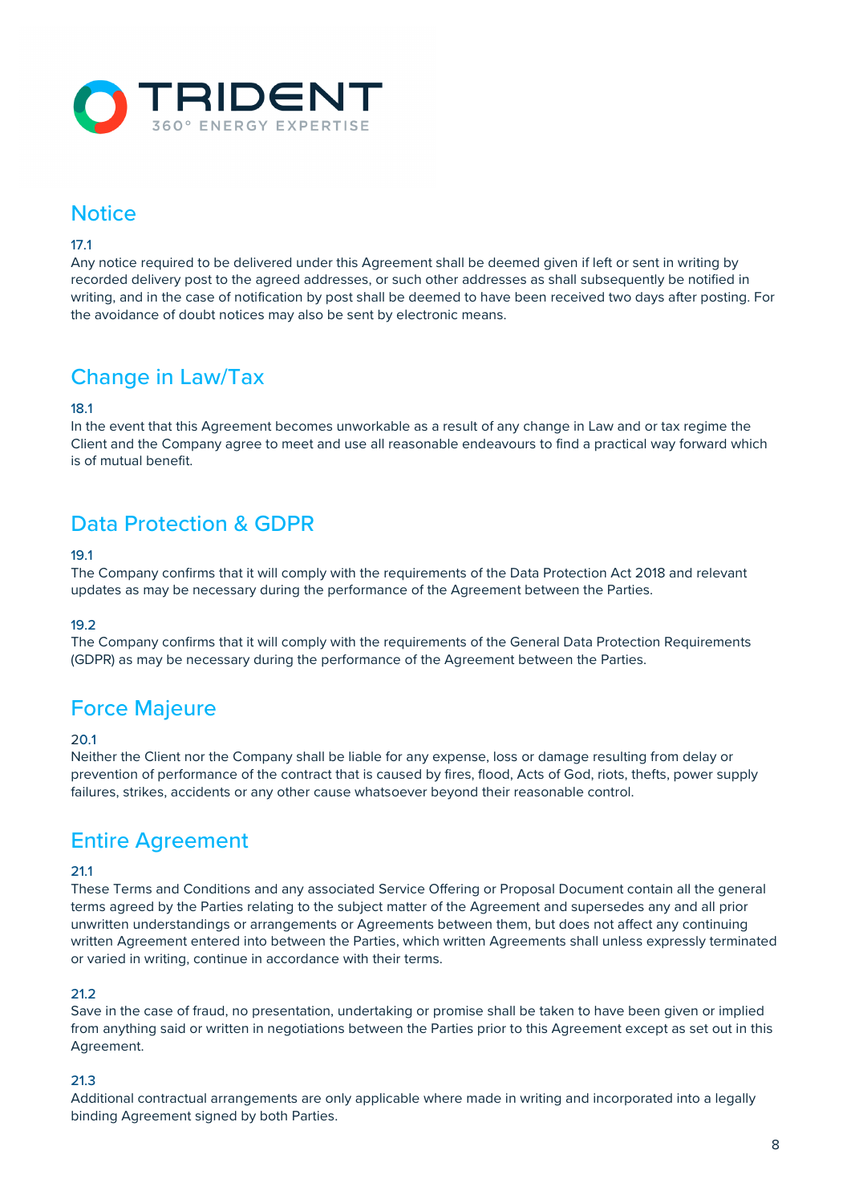## Notice

17.1
Any notice required to be delivered under this Agreement shall be deemed given if left or sent in writing by recorded delivery post to the agreed addresses, or such other addresses as shall subsequently be notified in writing, and in the case of notification by post shall be deemed to have been received two days after posting. For the avoidance of doubt notices may also be sent by electronic means.

## Change in Law/Tax

18.1
In the event that this Agreement becomes unworkable as a result of any change in Law and or tax regime the Client and the Company agree to meet and use all reasonable endeavours to find a practical way forward which is of mutual benefit.

## Data Protection & GDPR

19.1
The Company confirms that it will comply with the requirements of the Data Protection Act 2018 and relevant updates as may be necessary during the performance of the Agreement between the Parties.

19.2
The Company confirms that it will comply with the requirements of the General Data Protection Requirements (GDPR) as may be necessary during the performance of the Agreement between the Parties.

## Force Majeure

20.1
Neither the Client nor the Company shall be liable for any expense, loss or damage resulting from delay or prevention of performance of the contract that is caused by fires, flood, Acts of God, riots, thefts, power supply failures, strikes, accidents or any other cause whatsoever beyond their reasonable control.

## Entire Agreement

21.1
These Terms and Conditions and any associated Service Offering or Proposal Document contain all the general terms agreed by the Parties relating to the subject matter of the Agreement and supersedes any and all prior unwritten understandings or arrangements or Agreements between them, but does not affect any continuing written Agreement entered into between the Parties, which written Agreements shall unless expressly terminated or varied in writing, continue in accordance with their terms.

21.2
Save in the case of fraud, no presentation, undertaking or promise shall be taken to have been given or implied from anything said or written in negotiations between the Parties prior to this Agreement except as set out in this Agreement.

21.3
Additional contractual arrangements are only applicable where made in writing and incorporated into a legally binding Agreement signed by both Parties.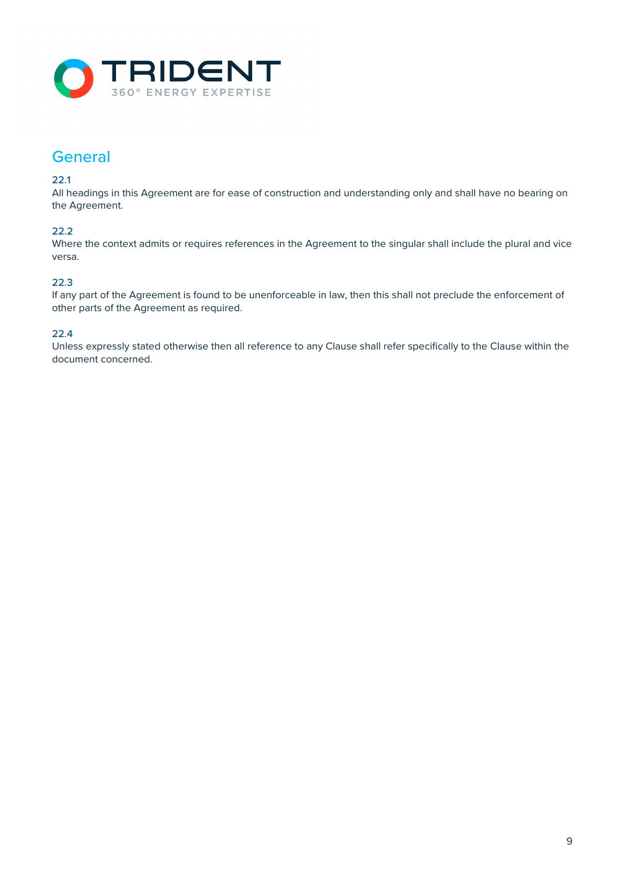## General

### 22.1

All headings in this Agreement are for ease of construction and understanding only and shall have no bearing on the Agreement.

### 22.2

Where the context admits or requires references in the Agreement to the singular shall include the plural and vice versa.

### 22.3

If any part of the Agreement is found to be unenforceable in law, then this shall not preclude the enforcement of other parts of the Agreement as required.

### 22.4

Unless expressly stated otherwise then all reference to any Clause shall refer specifically to the Clause within the document concerned.